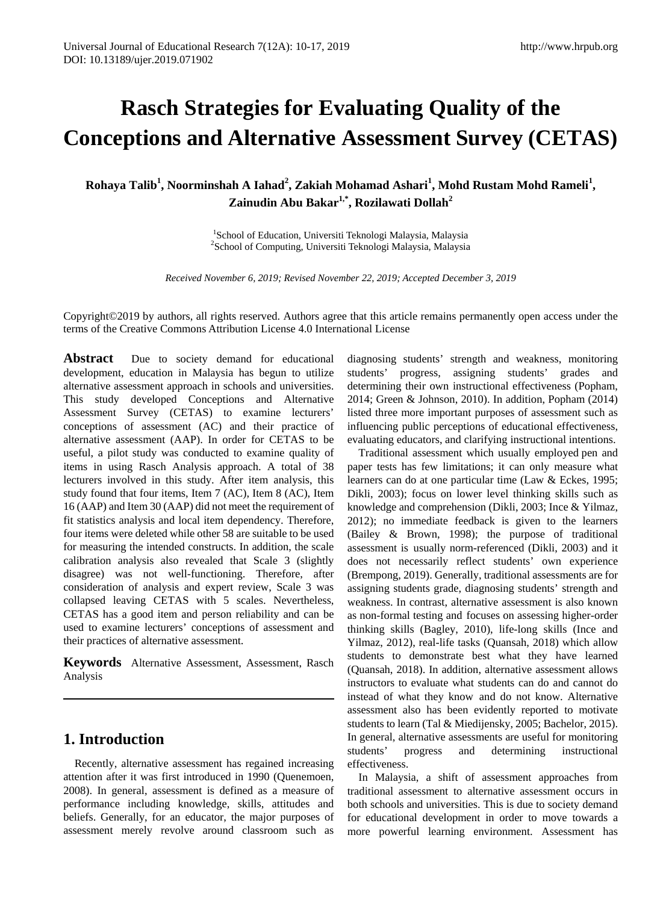# Rasch Strategies for Evaluating Quality of the Conceptions and Alternative Assessment Survey (CETAS)

**Rohaya Talib[1], Noorminshah A Iahad[2], Zakiah Mohamad Ashari[1], Mohd Rustam Mohd Rameli[1], Zainudin Abu Bakar[1,*], Rozilawati Dollah[2]**

[1]School of Education, Universiti Teknologi Malaysia, Malaysia
[2]School of Computing, Universiti Teknologi Malaysia, Malaysia

*Received November 6, 2019; Revised November 22, 2019; Accepted December 3, 2019*

Copyright©2019 by authors, all rights reserved. Authors agree that this article remains permanently open access under the terms of the Creative Commons Attribution License 4.0 International License

**Abstract** Due to society demand for educational development, education in Malaysia has begun to utilize alternative assessment approach in schools and universities. This study developed Conceptions and Alternative Assessment Survey (CETAS) to examine lecturers' conceptions of assessment (AC) and their practice of alternative assessment (AAP). In order for CETAS to be useful, a pilot study was conducted to examine quality of items in using Rasch Analysis approach. A total of 38 lecturers involved in this study. After item analysis, this study found that four items, Item 7 (AC), Item 8 (AC), Item 16 (AAP) and Item 30 (AAP) did not meet the requirement of fit statistics analysis and local item dependency. Therefore, four items were deleted while other 58 are suitable to be used for measuring the intended constructs. In addition, the scale calibration analysis also revealed that Scale 3 (slightly disagree) was not well-functioning. Therefore, after consideration of analysis and expert review, Scale 3 was collapsed leaving CETAS with 5 scales. Nevertheless, CETAS has a good item and person reliability and can be used to examine lecturers' conceptions of assessment and their practices of alternative assessment.

**Keywords** Alternative Assessment, Assessment, Rasch Analysis

## 1. Introduction

Recently, alternative assessment has regained increasing attention after it was first introduced in 1990 (Quenemoen, 2008). In general, assessment is defined as a measure of performance including knowledge, skills, attitudes and beliefs. Generally, for an educator, the major purposes of assessment merely revolve around classroom such as diagnosing students' strength and weakness, monitoring students' progress, assigning students' grades and determining their own instructional effectiveness (Popham, 2014; Green & Johnson, 2010). In addition, Popham (2014) listed three more important purposes of assessment such as influencing public perceptions of educational effectiveness, evaluating educators, and clarifying instructional intentions.

Traditional assessment which usually employed pen and paper tests has few limitations; it can only measure what learners can do at one particular time (Law & Eckes, 1995; Dikli, 2003); focus on lower level thinking skills such as knowledge and comprehension (Dikli, 2003; Ince & Yilmaz, 2012); no immediate feedback is given to the learners (Bailey & Brown, 1998); the purpose of traditional assessment is usually norm-referenced (Dikli, 2003) and it does not necessarily reflect students' own experience (Brempong, 2019). Generally, traditional assessments are for assigning students grade, diagnosing students' strength and weakness. In contrast, alternative assessment is also known as non-formal testing and focuses on assessing higher-order thinking skills (Bagley, 2010), life-long skills (Ince and Yilmaz, 2012), real-life tasks (Quansah, 2018) which allow students to demonstrate best what they have learned (Quansah, 2018). In addition, alternative assessment allows instructors to evaluate what students can do and cannot do instead of what they know and do not know. Alternative assessment also has been evidently reported to motivate students to learn (Tal & Miedijensky, 2005; Bachelor, 2015). In general, alternative assessments are useful for monitoring students' progress and determining instructional effectiveness.

In Malaysia, a shift of assessment approaches from traditional assessment to alternative assessment occurs in both schools and universities. This is due to society demand for educational development in order to move towards a more powerful learning environment. Assessment has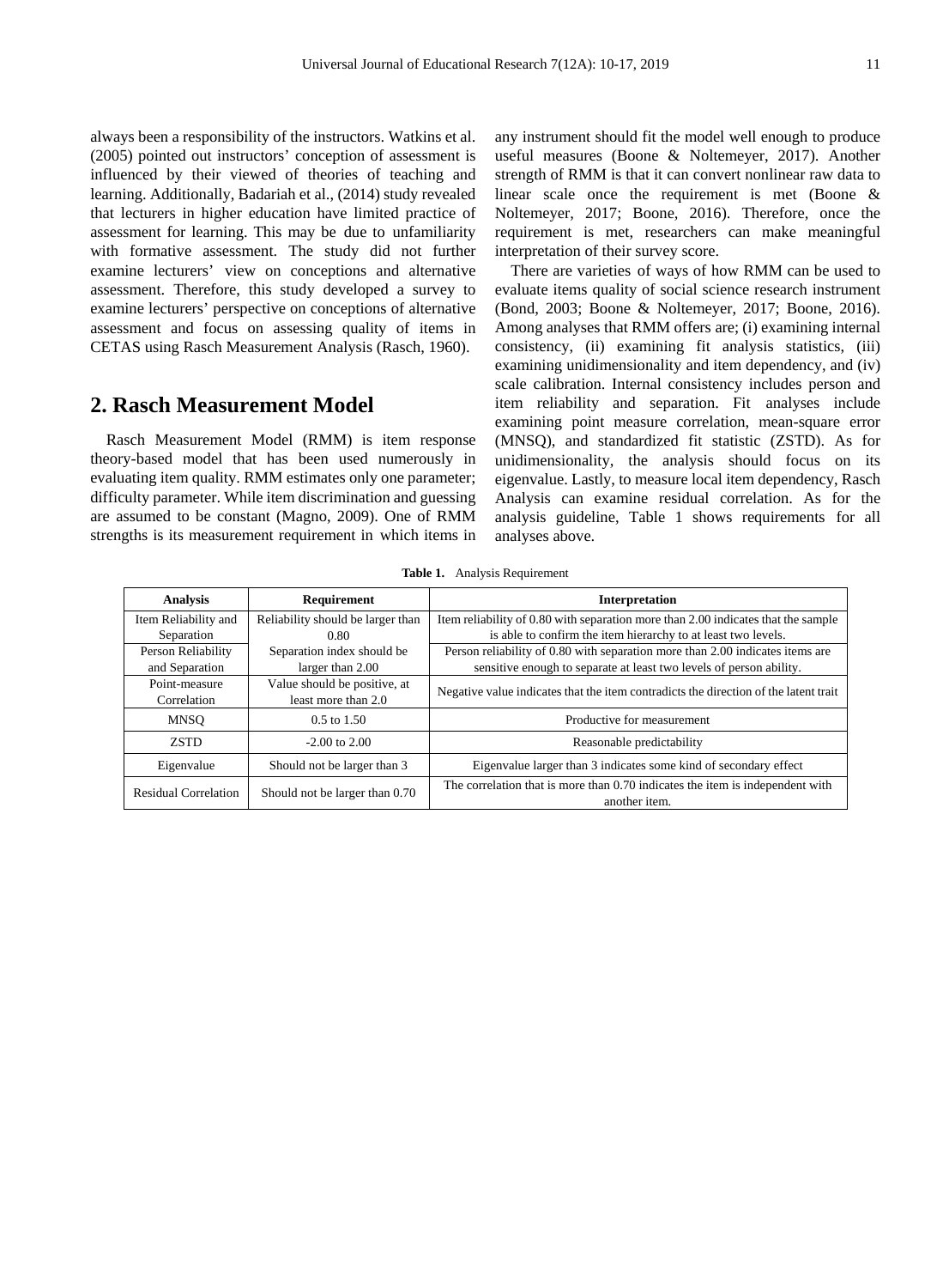always been a responsibility of the instructors. Watkins et al. (2005) pointed out instructors' conception of assessment is influenced by their viewed of theories of teaching and learning. Additionally, Badariah et al., (2014) study revealed that lecturers in higher education have limited practice of assessment for learning. This may be due to unfamiliarity with formative assessment. The study did not further examine lecturers' view on conceptions and alternative assessment. Therefore, this study developed a survey to examine lecturers' perspective on conceptions of alternative assessment and focus on assessing quality of items in CETAS using Rasch Measurement Analysis (Rasch, 1960).

## 2. Rasch Measurement Model

Rasch Measurement Model (RMM) is item response theory-based model that has been used numerously in evaluating item quality. RMM estimates only one parameter; difficulty parameter. While item discrimination and guessing are assumed to be constant (Magno, 2009). One of RMM strengths is its measurement requirement in which items in any instrument should fit the model well enough to produce useful measures (Boone & Noltemeyer, 2017). Another strength of RMM is that it can convert nonlinear raw data to linear scale once the requirement is met (Boone & Noltemeyer, 2017; Boone, 2016). Therefore, once the requirement is met, researchers can make meaningful interpretation of their survey score.

There are varieties of ways of how RMM can be used to evaluate items quality of social science research instrument (Bond, 2003; Boone & Noltemeyer, 2017; Boone, 2016). Among analyses that RMM offers are; (i) examining internal consistency, (ii) examining fit analysis statistics, (iii) examining unidimensionality and item dependency, and (iv) scale calibration. Internal consistency includes person and item reliability and separation. Fit analyses include examining point measure correlation, mean-square error (MNSQ), and standardized fit statistic (ZSTD). As for unidimensionality, the analysis should focus on its eigenvalue. Lastly, to measure local item dependency, Rasch Analysis can examine residual correlation. As for the analysis guideline, Table 1 shows requirements for all analyses above.

**Table 1.** Analysis Requirement

| Analysis | Requirement | Interpretation |
|---|---|---|
| Item Reliability and Separation | Reliability should be larger than 0.80 | Item reliability of 0.80 with separation more than 2.00 indicates that the sample is able to confirm the item hierarchy to at least two levels. |
| Person Reliability and Separation | Separation index should be larger than 2.00 | Person reliability of 0.80 with separation more than 2.00 indicates items are sensitive enough to separate at least two levels of person ability. |
| Point-measure Correlation | Value should be positive, at least more than 2.0 | Negative value indicates that the item contradicts the direction of the latent trait |
| MNSQ | 0.5 to 1.50 | Productive for measurement |
| ZSTD | -2.00 to 2.00 | Reasonable predictability |
| Eigenvalue | Should not be larger than 3 | Eigenvalue larger than 3 indicates some kind of secondary effect |
| Residual Correlation | Should not be larger than 0.70 | The correlation that is more than 0.70 indicates the item is independent with another item. |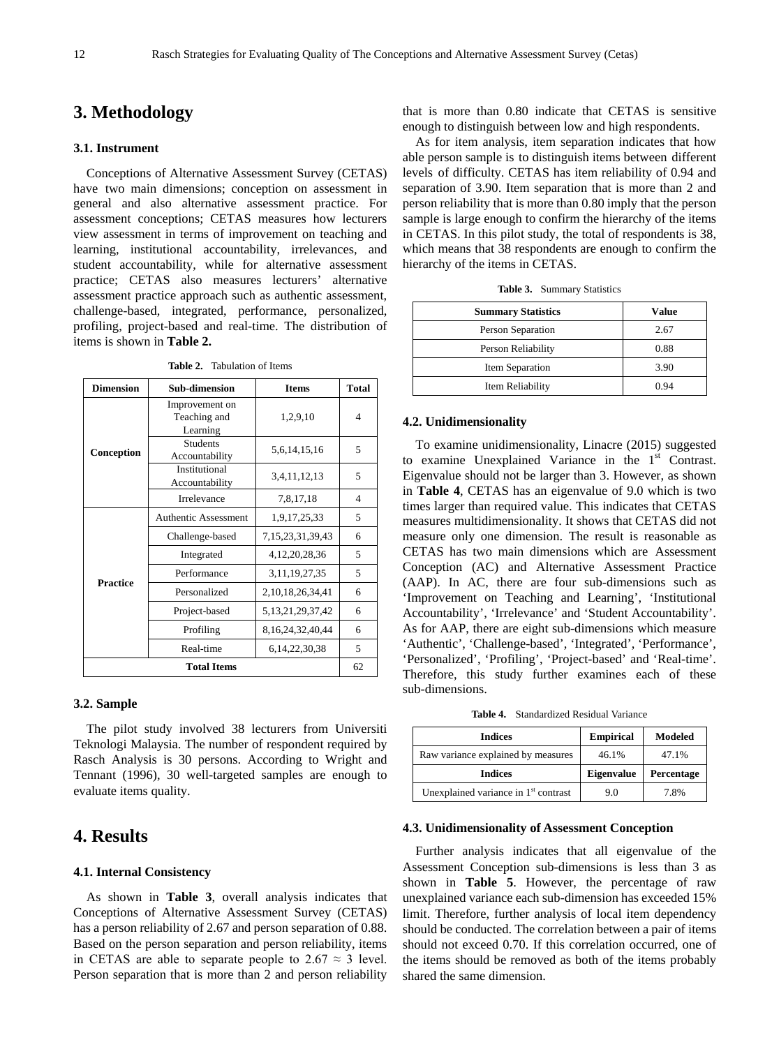## 3. Methodology

### 3.1. Instrument

Conceptions of Alternative Assessment Survey (CETAS) have two main dimensions; conception on assessment in general and also alternative assessment practice. For assessment conceptions; CETAS measures how lecturers view assessment in terms of improvement on teaching and learning, institutional accountability, irrelevances, and student accountability, while for alternative assessment practice; CETAS also measures lecturers' alternative assessment practice approach such as authentic assessment, challenge-based, integrated, performance, personalized, profiling, project-based and real-time. The distribution of items is shown in **Table 2.**

**Table 2.** Tabulation of Items

| Dimension | Sub-dimension | Items | Total |
|---|---|---|---|
| Conception | Improvement on Teaching and Learning | 1,2,9,10 | 4 |
| | Students Accountability | 5,6,14,15,16 | 5 |
| | Institutional Accountability | 3,4,11,12,13 | 5 |
| | Irrelevance | 7,8,17,18 | 4 |
| Practice | Authentic Assessment | 1,9,17,25,33 | 5 |
| | Challenge-based | 7,15,23,31,39,43 | 6 |
| | Integrated | 4,12,20,28,36 | 5 |
| | Performance | 3,11,19,27,35 | 5 |
| | Personalized | 2,10,18,26,34,41 | 6 |
| | Project-based | 5,13,21,29,37,42 | 6 |
| | Profiling | 8,16,24,32,40,44 | 6 |
| | Real-time | 6,14,22,30,38 | 5 |
| **Total Items** | | | 62 |

### 3.2. Sample

The pilot study involved 38 lecturers from Universiti Teknologi Malaysia. The number of respondent required by Rasch Analysis is 30 persons. According to Wright and Tennant (1996), 30 well-targeted samples are enough to evaluate items quality.

## 4. Results

### 4.1. Internal Consistency

As shown in **Table 3**, overall analysis indicates that Conceptions of Alternative Assessment Survey (CETAS) has a person reliability of 2.67 and person separation of 0.88. Based on the person separation and person reliability, items in CETAS are able to separate people to $2.67 \approx 3$ level. Person separation that is more than 2 and person reliability that is more than 0.80 indicate that CETAS is sensitive enough to distinguish between low and high respondents.

As for item analysis, item separation indicates that how able person sample is to distinguish items between different levels of difficulty. CETAS has item reliability of 0.94 and separation of 3.90. Item separation that is more than 2 and person reliability that is more than 0.80 imply that the person sample is large enough to confirm the hierarchy of the items in CETAS. In this pilot study, the total of respondents is 38, which means that 38 respondents are enough to confirm the hierarchy of the items in CETAS.

**Table 3.** Summary Statistics

| Summary Statistics | Value |
|---|---|
| Person Separation | 2.67 |
| Person Reliability | 0.88 |
| Item Separation | 3.90 |
| Item Reliability | 0.94 |

### 4.2. Unidimensionality

To examine unidimensionality, Linacre (2015) suggested to examine Unexplained Variance in the 1st Contrast. Eigenvalue should not be larger than 3. However, as shown in **Table 4**, CETAS has an eigenvalue of 9.0 which is two times larger than required value. This indicates that CETAS measures multidimensionality. It shows that CETAS did not measure only one dimension. The result is reasonable as CETAS has two main dimensions which are Assessment Conception (AC) and Alternative Assessment Practice (AAP). In AC, there are four sub-dimensions such as 'Improvement on Teaching and Learning', 'Institutional Accountability', 'Irrelevance' and 'Student Accountability'. As for AAP, there are eight sub-dimensions which measure 'Authentic', 'Challenge-based', 'Integrated', 'Performance', 'Personalized', 'Profiling', 'Project-based' and 'Real-time'. Therefore, this study further examines each of these sub-dimensions.

**Table 4.** Standardized Residual Variance

| Indices | Empirical | Modeled |
|---|---|---|
| Raw variance explained by measures | 46.1% | 47.1% |
| **Indices** | **Eigenvalue** | **Percentage** |
| Unexplained variance in 1st contrast | 9.0 | 7.8% |

### 4.3. Unidimensionality of Assessment Conception

Further analysis indicates that all eigenvalue of the Assessment Conception sub-dimensions is less than 3 as shown in **Table 5**. However, the percentage of raw unexplained variance each sub-dimension has exceeded 15% limit. Therefore, further analysis of local item dependency should be conducted. The correlation between a pair of items should not exceed 0.70. If this correlation occurred, one of the items should be removed as both of the items probably shared the same dimension.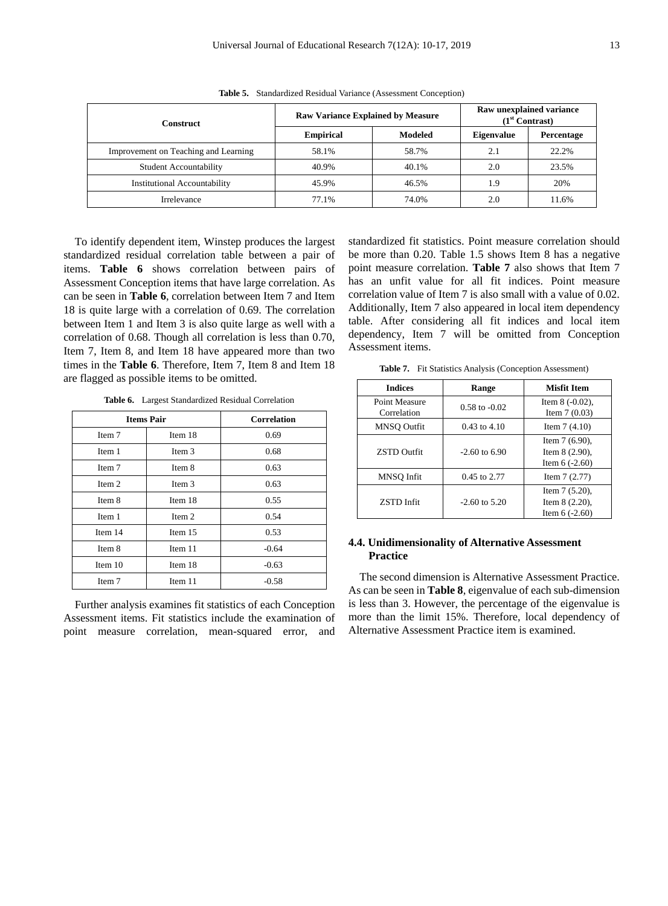**Table 5.** Standardized Residual Variance (Assessment Conception)

| Construct | Raw Variance Explained by Measure | | Raw unexplained variance (1st Contrast) | |
|---|---|---|---|---|
| | Empirical | Modeled | Eigenvalue | Percentage |
| Improvement on Teaching and Learning | 58.1% | 58.7% | 2.1 | 22.2% |
| Student Accountability | 40.9% | 40.1% | 2.0 | 23.5% |
| Institutional Accountability | 45.9% | 46.5% | 1.9 | 20% |
| Irrelevance | 77.1% | 74.0% | 2.0 | 11.6% |

To identify dependent item, Winstep produces the largest standardized residual correlation table between a pair of items. **Table 6** shows correlation between pairs of Assessment Conception items that have large correlation. As can be seen in **Table 6**, correlation between Item 7 and Item 18 is quite large with a correlation of 0.69. The correlation between Item 1 and Item 3 is also quite large as well with a correlation of 0.68. Though all correlation is less than 0.70, Item 7, Item 8, and Item 18 have appeared more than two times in the **Table 6**. Therefore, Item 7, Item 8 and Item 18 are flagged as possible items to be omitted.

**Table 6.** Largest Standardized Residual Correlation

| Items Pair | | Correlation |
|---|---|---|
| Item 7 | Item 18 | 0.69 |
| Item 1 | Item 3 | 0.68 |
| Item 7 | Item 8 | 0.63 |
| Item 2 | Item 3 | 0.63 |
| Item 8 | Item 18 | 0.55 |
| Item 1 | Item 2 | 0.54 |
| Item 14 | Item 15 | 0.53 |
| Item 8 | Item 11 | -0.64 |
| Item 10 | Item 18 | -0.63 |
| Item 7 | Item 11 | -0.58 |

Further analysis examines fit statistics of each Conception Assessment items. Fit statistics include the examination of point measure correlation, mean-squared error, and standardized fit statistics. Point measure correlation should be more than 0.20. Table 1.5 shows Item 8 has a negative point measure correlation. **Table 7** also shows that Item 7 has an unfit value for all fit indices. Point measure correlation value of Item 7 is also small with a value of 0.02. Additionally, Item 7 also appeared in local item dependency table. After considering all fit indices and local item dependency, Item 7 will be omitted from Conception Assessment items.

**Table 7.** Fit Statistics Analysis (Conception Assessment)

| Indices | Range | Misfit Item |
|---|---|---|
| Point Measure Correlation | 0.58 to -0.02 | Item 8 (-0.02), Item 7 (0.03) |
| MNSQ Outfit | 0.43 to 4.10 | Item 7 (4.10) |
| ZSTD Outfit | -2.60 to 6.90 | Item 7 (6.90), Item 8 (2.90), Item 6 (-2.60) |
| MNSQ Infit | 0.45 to 2.77 | Item 7 (2.77) |
| ZSTD Infit | -2.60 to 5.20 | Item 7 (5.20), Item 8 (2.20), Item 6 (-2.60) |

### 4.4. Unidimensionality of Alternative Assessment Practice

The second dimension is Alternative Assessment Practice. As can be seen in **Table 8**, eigenvalue of each sub-dimension is less than 3. However, the percentage of the eigenvalue is more than the limit 15%. Therefore, local dependency of Alternative Assessment Practice item is examined.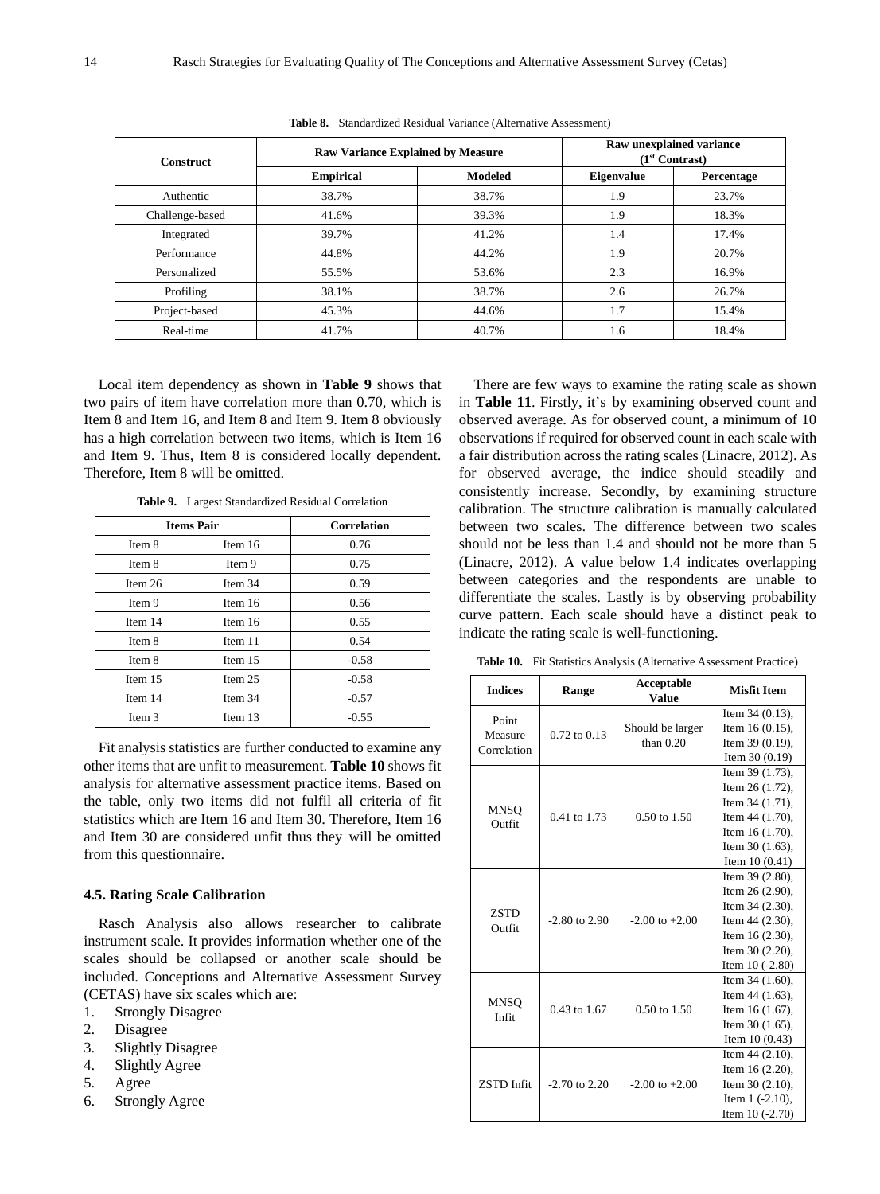**Table 8.** Standardized Residual Variance (Alternative Assessment)

| Construct | Raw Variance Explained by Measure | | Raw unexplained variance (1st Contrast) | |
|---|---|---|---|---|
| | Empirical | Modeled | Eigenvalue | Percentage |
| Authentic | 38.7% | 38.7% | 1.9 | 23.7% |
| Challenge-based | 41.6% | 39.3% | 1.9 | 18.3% |
| Integrated | 39.7% | 41.2% | 1.4 | 17.4% |
| Performance | 44.8% | 44.2% | 1.9 | 20.7% |
| Personalized | 55.5% | 53.6% | 2.3 | 16.9% |
| Profiling | 38.1% | 38.7% | 2.6 | 26.7% |
| Project-based | 45.3% | 44.6% | 1.7 | 15.4% |
| Real-time | 41.7% | 40.7% | 1.6 | 18.4% |

Local item dependency as shown in **Table 9** shows that two pairs of item have correlation more than 0.70, which is Item 8 and Item 16, and Item 8 and Item 9. Item 8 obviously has a high correlation between two items, which is Item 16 and Item 9. Thus, Item 8 is considered locally dependent. Therefore, Item 8 will be omitted.

**Table 9.** Largest Standardized Residual Correlation

| Items Pair | | Correlation |
|---|---|---|
| Item 8 | Item 16 | 0.76 |
| Item 8 | Item 9 | 0.75 |
| Item 26 | Item 34 | 0.59 |
| Item 9 | Item 16 | 0.56 |
| Item 14 | Item 16 | 0.55 |
| Item 8 | Item 11 | 0.54 |
| Item 8 | Item 15 | -0.58 |
| Item 15 | Item 25 | -0.58 |
| Item 14 | Item 34 | -0.57 |
| Item 3 | Item 13 | -0.55 |

Fit analysis statistics are further conducted to examine any other items that are unfit to measurement. **Table 10** shows fit analysis for alternative assessment practice items. Based on the table, only two items did not fulfil all criteria of fit statistics which are Item 16 and Item 30. Therefore, Item 16 and Item 30 are considered unfit thus they will be omitted from this questionnaire.

### 4.5. Rating Scale Calibration

Rasch Analysis also allows researcher to calibrate instrument scale. It provides information whether one of the scales should be collapsed or another scale should be included. Conceptions and Alternative Assessment Survey (CETAS) have six scales which are:

1. Strongly Disagree
2. Disagree
3. Slightly Disagree
4. Slightly Agree
5. Agree
6. Strongly Agree

There are few ways to examine the rating scale as shown in **Table 11**. Firstly, it's by examining observed count and observed average. As for observed count, a minimum of 10 observations if required for observed count in each scale with a fair distribution across the rating scales (Linacre, 2012). As for observed average, the indice should steadily and consistently increase. Secondly, by examining structure calibration. The structure calibration is manually calculated between two scales. The difference between two scales should not be less than 1.4 and should not be more than 5 (Linacre, 2012). A value below 1.4 indicates overlapping between categories and the respondents are unable to differentiate the scales. Lastly is by observing probability curve pattern. Each scale should have a distinct peak to indicate the rating scale is well-functioning.

**Table 10.** Fit Statistics Analysis (Alternative Assessment Practice)

| Indices | Range | Acceptable Value | Misfit Item |
|---|---|---|---|
| Point Measure Correlation | 0.72 to 0.13 | Should be larger than 0.20 | Item 34 (0.13), Item 16 (0.15), Item 39 (0.19), Item 30 (0.19) |
| MNSQ Outfit | 0.41 to 1.73 | 0.50 to 1.50 | Item 39 (1.73), Item 26 (1.72), Item 34 (1.71), Item 44 (1.70), Item 16 (1.70), Item 30 (1.63), Item 10 (0.41) |
| ZSTD Outfit | -2.80 to 2.90 | -2.00 to +2.00 | Item 39 (2.80), Item 26 (2.90), Item 34 (2.30), Item 44 (2.30), Item 16 (2.30), Item 30 (2.20), Item 10 (-2.80) |
| MNSQ Infit | 0.43 to 1.67 | 0.50 to 1.50 | Item 34 (1.60), Item 44 (1.63), Item 16 (1.67), Item 30 (1.65), Item 10 (0.43) |
| ZSTD Infit | -2.70 to 2.20 | -2.00 to +2.00 | Item 44 (2.10), Item 16 (2.20), Item 30 (2.10), Item 1 (-2.10), Item 10 (-2.70) |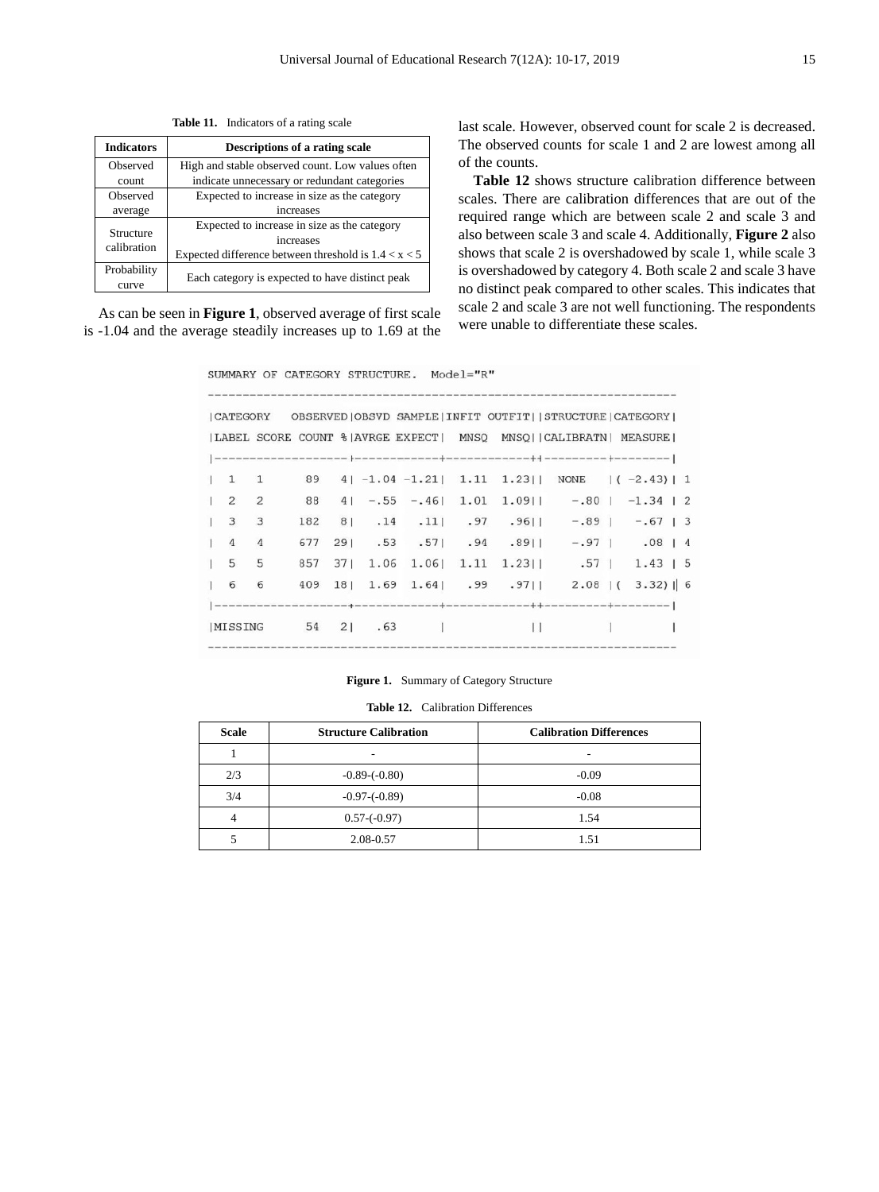**Table 11.** Indicators of a rating scale

| Indicators | Descriptions of a rating scale |
|---|---|
| Observed count | High and stable observed count. Low values often indicate unnecessary or redundant categories |
| Observed average | Expected to increase in size as the category increases |
| Structure calibration | Expected to increase in size as the category increases<br>Expected difference between threshold is 1.4 < x < 5 |
| Probability curve | Each category is expected to have distinct peak |

As can be seen in **Figure 1**, observed average of first scale is -1.04 and the average steadily increases up to 1.69 at the last scale. However, observed count for scale 2 is decreased. The observed counts for scale 1 and 2 are lowest among all of the counts.

**Table 12** shows structure calibration difference between scales. There are calibration differences that are out of the required range which are between scale 2 and scale 3 and also between scale 3 and scale 4. Additionally, **Figure 2** also shows that scale 2 is overshadowed by scale 1, while scale 3 is overshadowed by category 4. Both scale 2 and scale 3 have no distinct peak compared to other scales. This indicates that scale 2 and scale 3 are not well functioning. The respondents were unable to differentiate these scales.

```
SUMMARY OF CATEGORY STRUCTURE.  Model="R"
-------------------------------------------------------------------
|CATEGORY   OBSERVED|OBSVD SAMPLE|INFIT OUTFIT||STRUCTURE|CATEGORY|
|LABEL SCORE COUNT %|AVRGE EXPECT|  MNSQ  MNSQ||CALIBRATN| MEASURE|
|-------------------+------------+------------++---------+--------|
|  1   1      89   4| -1.04 -1.21|  1.11  1.23||  NONE   |( -2.43)| 1
|  2   2      88   4|  -.55  -.46|  1.01  1.09||    -.80 |  -1.34 | 2
|  3   3     182   8|   .14   .11|   .97   .96||    -.89 |   -.67 | 3
|  4   4     677  29|   .53   .57|   .94   .89||    -.97 |    .08 | 4
|  5   5     857  37|  1.06  1.06|  1.11  1.23||     .57 |   1.43 | 5
|  6   6     409  18|  1.69  1.64|   .99   .97||    2.08 |(  3.32)| 6
|-------------------+------------+------------++---------+--------|
|MISSING      54   2|   .63      |            ||         |        |
-------------------------------------------------------------------
```

**Figure 1.** Summary of Category Structure

**Table 12.** Calibration Differences

| Scale | Structure Calibration | Calibration Differences |
|---|---|---|
| 1 | - | - |
| 2/3 | -0.89-(-0.80) | -0.09 |
| 3/4 | -0.97-(-0.89) | -0.08 |
| 4 | 0.57-(-0.97) | 1.54 |
| 5 | 2.08-0.57 | 1.51 |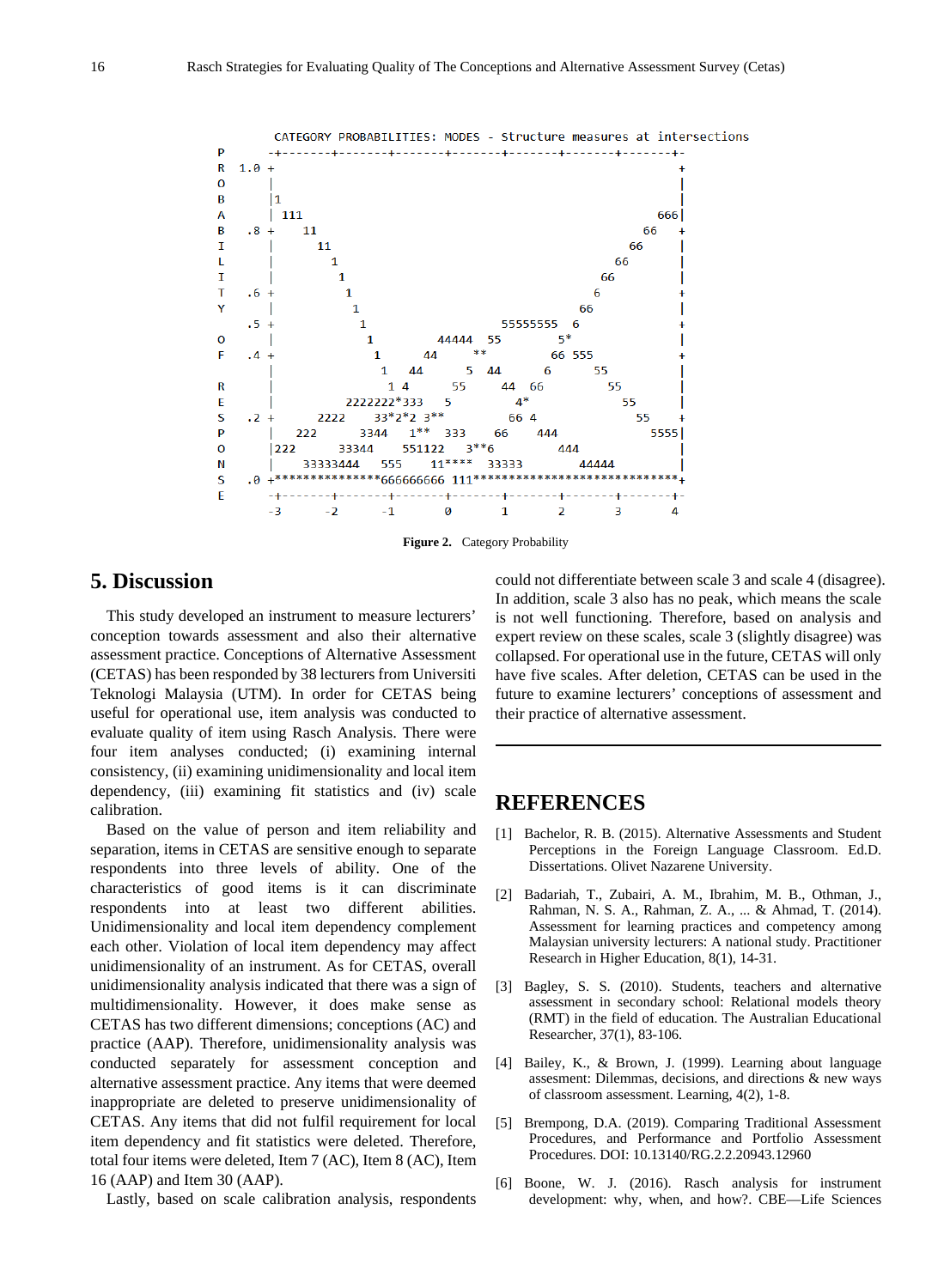```
          CATEGORY PROBABILITIES: MODES - Structure measures at intersections
P      -+-------+-------+-------+-------+-------+-------+-------+-
R  1.0 +                                                          +
O      |                                                          |
B      |1                                                         |
A      | 111                                                   666|
B   .8 +    11                                               66   +
I      |      11                                           66     |
L      |        1                                        66       |
I      |         1                                     66         |
T   .6 +          1                                   6           +
Y      |           1                                66            |
    .5 +            1                     55555555  6             +
O      |             1          44444   55          5*            |
F   .4 +              1       44       **        66 555           +
       |               1    44       5   44     6       55        |
R      |                1 4       55       44  66         55      |
E      |            2222222*333     5        4*             55    |
S   .2 +       2222      33*2*2 3**        66 4               55  +
P      |   222       3344     1**   333    66     444          5555|
O      |222      33344      551122   3**6          444            |
N      |   33333444    555       11****   33333        44444      |
S   .0 +**************666666666 111******************************+
E      -+-------+-------+-------+-------+-------+-------+-------+-
       -3      -2      -1       0       1       2       3       4
```

**Figure 2.** Category Probability

## 5. Discussion

This study developed an instrument to measure lecturers' conception towards assessment and also their alternative assessment practice. Conceptions of Alternative Assessment (CETAS) has been responded by 38 lecturers from Universiti Teknologi Malaysia (UTM). In order for CETAS being useful for operational use, item analysis was conducted to evaluate quality of item using Rasch Analysis. There were four item analyses conducted; (i) examining internal consistency, (ii) examining unidimensionality and local item dependency, (iii) examining fit statistics and (iv) scale calibration.

Based on the value of person and item reliability and separation, items in CETAS are sensitive enough to separate respondents into three levels of ability. One of the characteristics of good items is it can discriminate respondents into at least two different abilities. Unidimensionality and local item dependency complement each other. Violation of local item dependency may affect unidimensionality of an instrument. As for CETAS, overall unidimensionality analysis indicated that there was a sign of multidimensionality. However, it does make sense as CETAS has two different dimensions; conceptions (AC) and practice (AAP). Therefore, unidimensionality analysis was conducted separately for assessment conception and alternative assessment practice. Any items that were deemed inappropriate are deleted to preserve unidimensionality of CETAS. Any items that did not fulfil requirement for local item dependency and fit statistics were deleted. Therefore, total four items were deleted, Item 7 (AC), Item 8 (AC), Item 16 (AAP) and Item 30 (AAP).

Lastly, based on scale calibration analysis, respondents could not differentiate between scale 3 and scale 4 (disagree). In addition, scale 3 also has no peak, which means the scale is not well functioning. Therefore, based on analysis and expert review on these scales, scale 3 (slightly disagree) was collapsed. For operational use in the future, CETAS will only have five scales. After deletion, CETAS can be used in the future to examine lecturers' conceptions of assessment and their practice of alternative assessment.

## REFERENCES

[1] Bachelor, R. B. (2015). Alternative Assessments and Student Perceptions in the Foreign Language Classroom. Ed.D. Dissertations. Olivet Nazarene University.

[2] Badariah, T., Zubairi, A. M., Ibrahim, M. B., Othman, J., Rahman, N. S. A., Rahman, Z. A., ... & Ahmad, T. (2014). Assessment for learning practices and competency among Malaysian university lecturers: A national study. Practitioner Research in Higher Education, 8(1), 14-31.

[3] Bagley, S. S. (2010). Students, teachers and alternative assessment in secondary school: Relational models theory (RMT) in the field of education. The Australian Educational Researcher, 37(1), 83-106.

[4] Bailey, K., & Brown, J. (1999). Learning about language assessment: Dilemmas, decisions, and directions & new ways of classroom assessment. Learning, 4(2), 1-8.

[5] Brempong, D.A. (2019). Comparing Traditional Assessment Procedures, and Performance and Portfolio Assessment Procedures. DOI: 10.13140/RG.2.2.20943.12960

[6] Boone, W. J. (2016). Rasch analysis for instrument development: why, when, and how?. CBE—Life Sciences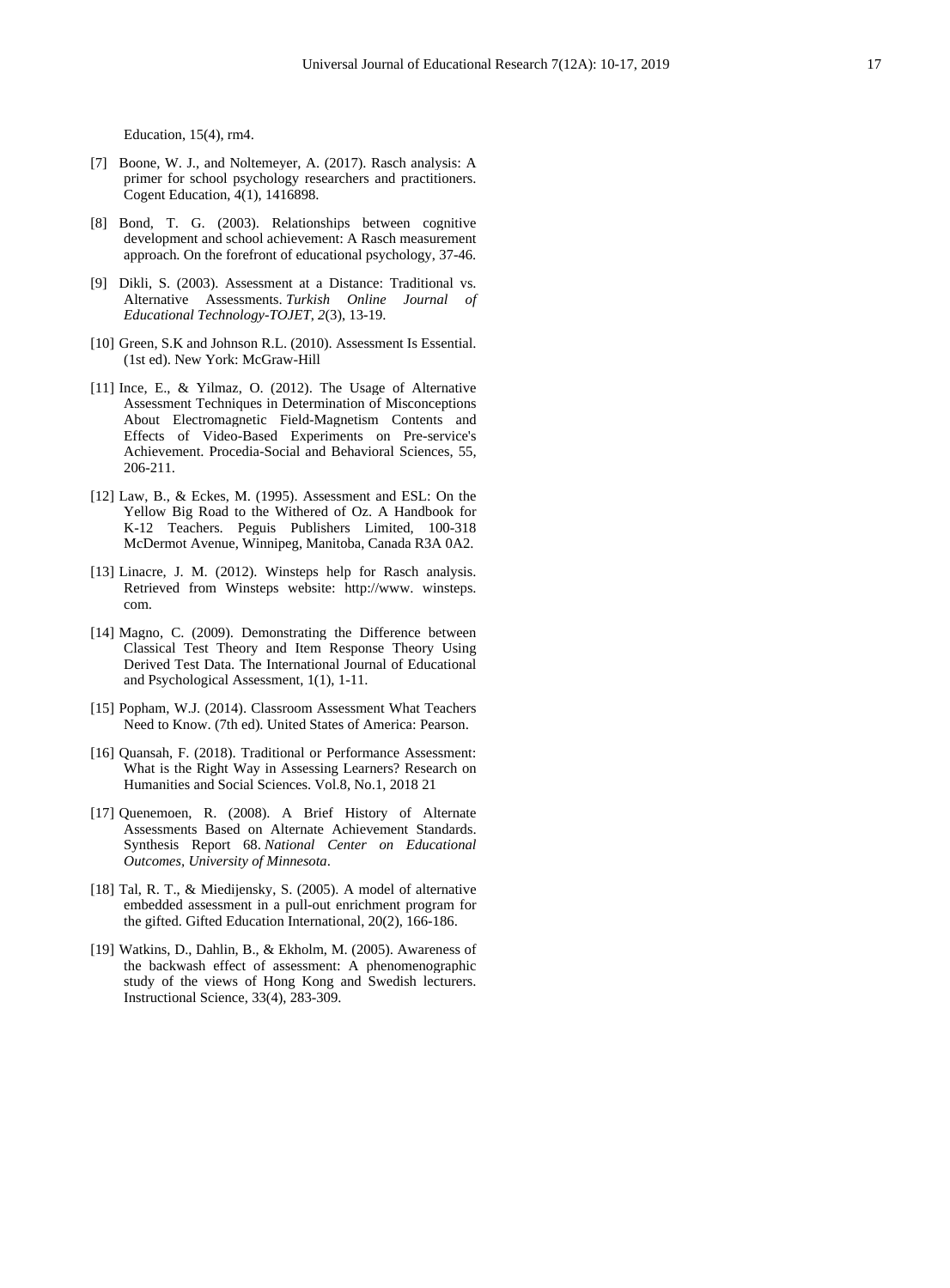Education, 15(4), rm4.

[7] Boone, W. J., and Noltemeyer, A. (2017). Rasch analysis: A primer for school psychology researchers and practitioners. Cogent Education, 4(1), 1416898.

[8] Bond, T. G. (2003). Relationships between cognitive development and school achievement: A Rasch measurement approach. On the forefront of educational psychology, 37-46.

[9] Dikli, S. (2003). Assessment at a Distance: Traditional vs. Alternative Assessments. *Turkish Online Journal of Educational Technology-TOJET*, *2*(3), 13-19.

[10] Green, S.K and Johnson R.L. (2010). Assessment Is Essential. (1st ed). New York: McGraw-Hill

[11] Ince, E., & Yilmaz, O. (2012). The Usage of Alternative Assessment Techniques in Determination of Misconceptions About Electromagnetic Field-Magnetism Contents and Effects of Video-Based Experiments on Pre-service's Achievement. Procedia-Social and Behavioral Sciences, 55, 206-211.

[12] Law, B., & Eckes, M. (1995). Assessment and ESL: On the Yellow Big Road to the Withered of Oz. A Handbook for K-12 Teachers. Peguis Publishers Limited, 100-318 McDermot Avenue, Winnipeg, Manitoba, Canada R3A 0A2.

[13] Linacre, J. M. (2012). Winsteps help for Rasch analysis. Retrieved from Winsteps website: http://www. winsteps. com.

[14] Magno, C. (2009). Demonstrating the Difference between Classical Test Theory and Item Response Theory Using Derived Test Data. The International Journal of Educational and Psychological Assessment, 1(1), 1-11.

[15] Popham, W.J. (2014). Classroom Assessment What Teachers Need to Know. (7th ed). United States of America: Pearson.

[16] Quansah, F. (2018). Traditional or Performance Assessment: What is the Right Way in Assessing Learners? Research on Humanities and Social Sciences. Vol.8, No.1, 2018 21

[17] Quenemoen, R. (2008). A Brief History of Alternate Assessments Based on Alternate Achievement Standards. Synthesis Report 68. *National Center on Educational Outcomes, University of Minnesota*.

[18] Tal, R. T., & Miedijensky, S. (2005). A model of alternative embedded assessment in a pull-out enrichment program for the gifted. Gifted Education International, 20(2), 166-186.

[19] Watkins, D., Dahlin, B., & Ekholm, M. (2005). Awareness of the backwash effect of assessment: A phenomenographic study of the views of Hong Kong and Swedish lecturers. Instructional Science, 33(4), 283-309.